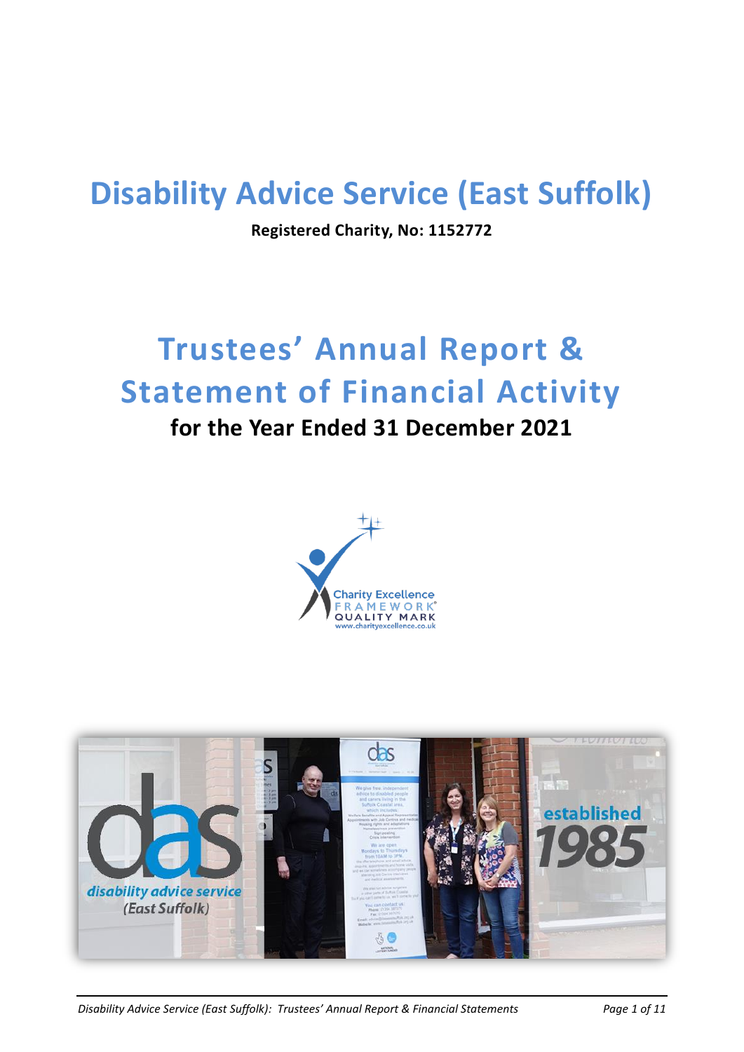# Disability Advice Service (East Suffolk)

**Registered Charity, No: 1152772**

# Trustees' Annual Report & Statement of Financial Activity

**for the Year Ended 31 December 2021**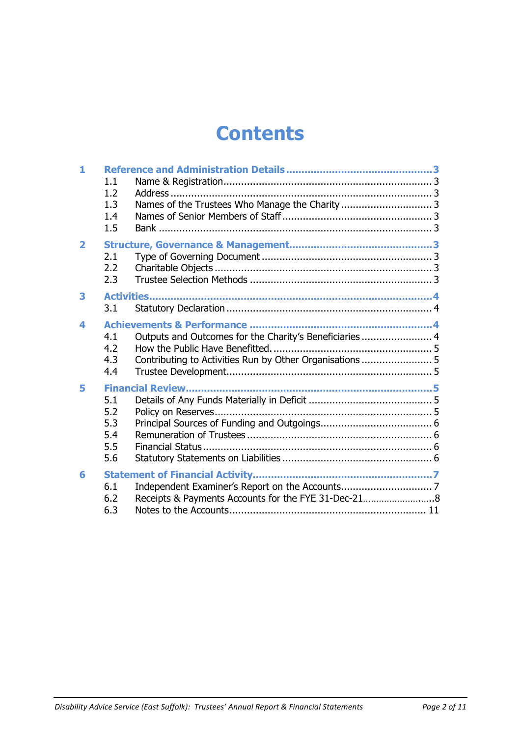# Contents

**1 Reference and Administration Details ... 3**

- 1.1 Name & Registration ... 3
- 1.2 Address ... 3
- 1.3 Names of the Trustees Who Manage the Charity ... 3
- 1.4 Names of Senior Members of Staff ... 3
- 1.5 Bank ... 3

**2 Structure, Governance & Management ... 3**

- 2.1 Type of Governing Document ... 3
- 2.2 Charitable Objects ... 3
- 2.3 Trustee Selection Methods ... 3

**3 Activities ... 4**

- 3.1 Statutory Declaration ... 4

**4 Achievements & Performance ... 4**

- 4.1 Outputs and Outcomes for the Charity's Beneficiaries ... 4
- 4.2 How the Public Have Benefitted. ... 5
- 4.3 Contributing to Activities Run by Other Organisations ... 5
- 4.4 Trustee Development ... 5

**5 Financial Review ... 5**

- 5.1 Details of Any Funds Materially in Deficit ... 5
- 5.2 Policy on Reserves ... 5
- 5.3 Principal Sources of Funding and Outgoings ... 6
- 5.4 Remuneration of Trustees ... 6
- 5.5 Financial Status ... 6
- 5.6 Statutory Statements on Liabilities ... 6

**6 Statement of Financial Activity ... 7**

- 6.1 Independent Examiner's Report on the Accounts ... 7
- 6.2 Receipts & Payments Accounts for the FYE 31-Dec-21 ... 8
- 6.3 Notes to the Accounts ... 11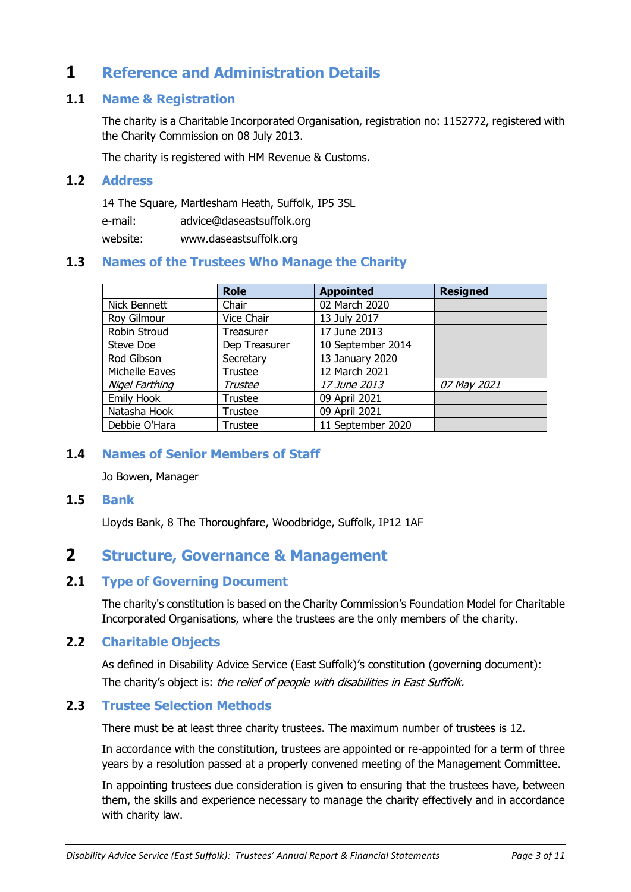# 1 Reference and Administration Details

## 1.1 Name & Registration

The charity is a Charitable Incorporated Organisation, registration no: 1152772, registered with the Charity Commission on 08 July 2013.

The charity is registered with HM Revenue & Customs.

## 1.2 Address

14 The Square, Martlesham Heath, Suffolk, IP5 3SL

e-mail: advice@daseastsuffolk.org

website: www.daseastsuffolk.org

## 1.3 Names of the Trustees Who Manage the Charity

| | Role | Appointed | Resigned |
|---|---|---|---|
| Nick Bennett | Chair | 02 March 2020 | |
| Roy Gilmour | Vice Chair | 13 July 2017 | |
| Robin Stroud | Treasurer | 17 June 2013 | |
| Steve Doe | Dep Treasurer | 10 September 2014 | |
| Rod Gibson | Secretary | 13 January 2020 | |
| Michelle Eaves | Trustee | 12 March 2021 | |
| *Nigel Farthing* | *Trustee* | *17 June 2013* | *07 May 2021* |
| Emily Hook | Trustee | 09 April 2021 | |
| Natasha Hook | Trustee | 09 April 2021 | |
| Debbie O'Hara | Trustee | 11 September 2020 | |

## 1.4 Names of Senior Members of Staff

Jo Bowen, Manager

## 1.5 Bank

Lloyds Bank, 8 The Thoroughfare, Woodbridge, Suffolk, IP12 1AF

# 2 Structure, Governance & Management

## 2.1 Type of Governing Document

The charity's constitution is based on the Charity Commission's Foundation Model for Charitable Incorporated Organisations, where the trustees are the only members of the charity.

## 2.2 Charitable Objects

As defined in Disability Advice Service (East Suffolk)'s constitution (governing document): The charity's object is: *the relief of people with disabilities in East Suffolk.*

## 2.3 Trustee Selection Methods

There must be at least three charity trustees. The maximum number of trustees is 12.

In accordance with the constitution, trustees are appointed or re-appointed for a term of three years by a resolution passed at a properly convened meeting of the Management Committee.

In appointing trustees due consideration is given to ensuring that the trustees have, between them, the skills and experience necessary to manage the charity effectively and in accordance with charity law.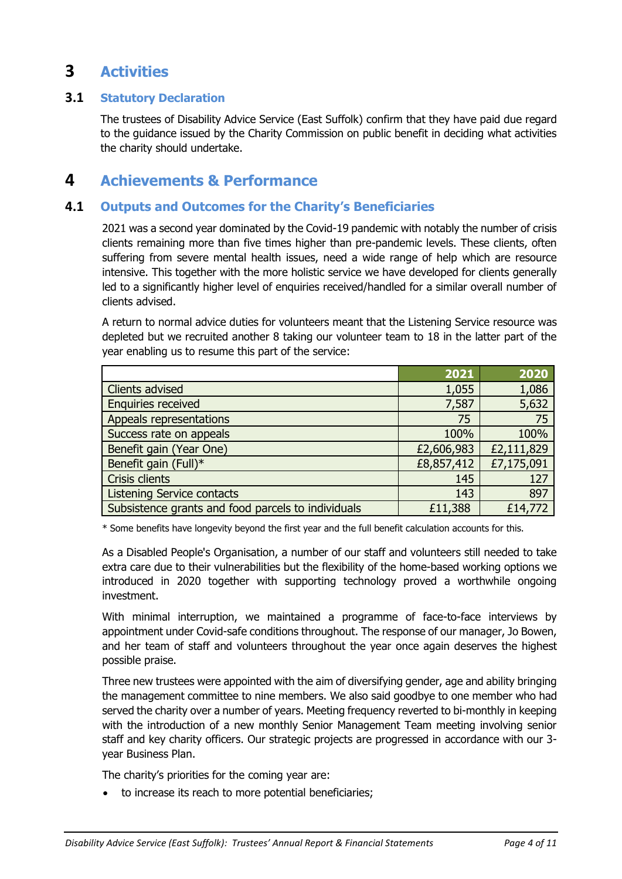# 3 Activities

## 3.1 Statutory Declaration

The trustees of Disability Advice Service (East Suffolk) confirm that they have paid due regard to the guidance issued by the Charity Commission on public benefit in deciding what activities the charity should undertake.

# 4 Achievements & Performance

## 4.1 Outputs and Outcomes for the Charity's Beneficiaries

2021 was a second year dominated by the Covid-19 pandemic with notably the number of crisis clients remaining more than five times higher than pre-pandemic levels. These clients, often suffering from severe mental health issues, need a wide range of help which are resource intensive. This together with the more holistic service we have developed for clients generally led to a significantly higher level of enquiries received/handled for a similar overall number of clients advised.

A return to normal advice duties for volunteers meant that the Listening Service resource was depleted but we recruited another 8 taking our volunteer team to 18 in the latter part of the year enabling us to resume this part of the service:

| | 2021 | 2020 |
|---|---:|---:|
| Clients advised | 1,055 | 1,086 |
| Enquiries received | 7,587 | 5,632 |
| Appeals representations | 75 | 75 |
| Success rate on appeals | 100% | 100% |
| Benefit gain (Year One) | £2,606,983 | £2,111,829 |
| Benefit gain (Full)* | £8,857,412 | £7,175,091 |
| Crisis clients | 145 | 127 |
| Listening Service contacts | 143 | 897 |
| Subsistence grants and food parcels to individuals | £11,388 | £14,772 |

* Some benefits have longevity beyond the first year and the full benefit calculation accounts for this.

As a Disabled People's Organisation, a number of our staff and volunteers still needed to take extra care due to their vulnerabilities but the flexibility of the home-based working options we introduced in 2020 together with supporting technology proved a worthwhile ongoing investment.

With minimal interruption, we maintained a programme of face-to-face interviews by appointment under Covid-safe conditions throughout. The response of our manager, Jo Bowen, and her team of staff and volunteers throughout the year once again deserves the highest possible praise.

Three new trustees were appointed with the aim of diversifying gender, age and ability bringing the management committee to nine members. We also said goodbye to one member who had served the charity over a number of years. Meeting frequency reverted to bi-monthly in keeping with the introduction of a new monthly Senior Management Team meeting involving senior staff and key charity officers. Our strategic projects are progressed in accordance with our 3-year Business Plan.

The charity's priorities for the coming year are:

- to increase its reach to more potential beneficiaries;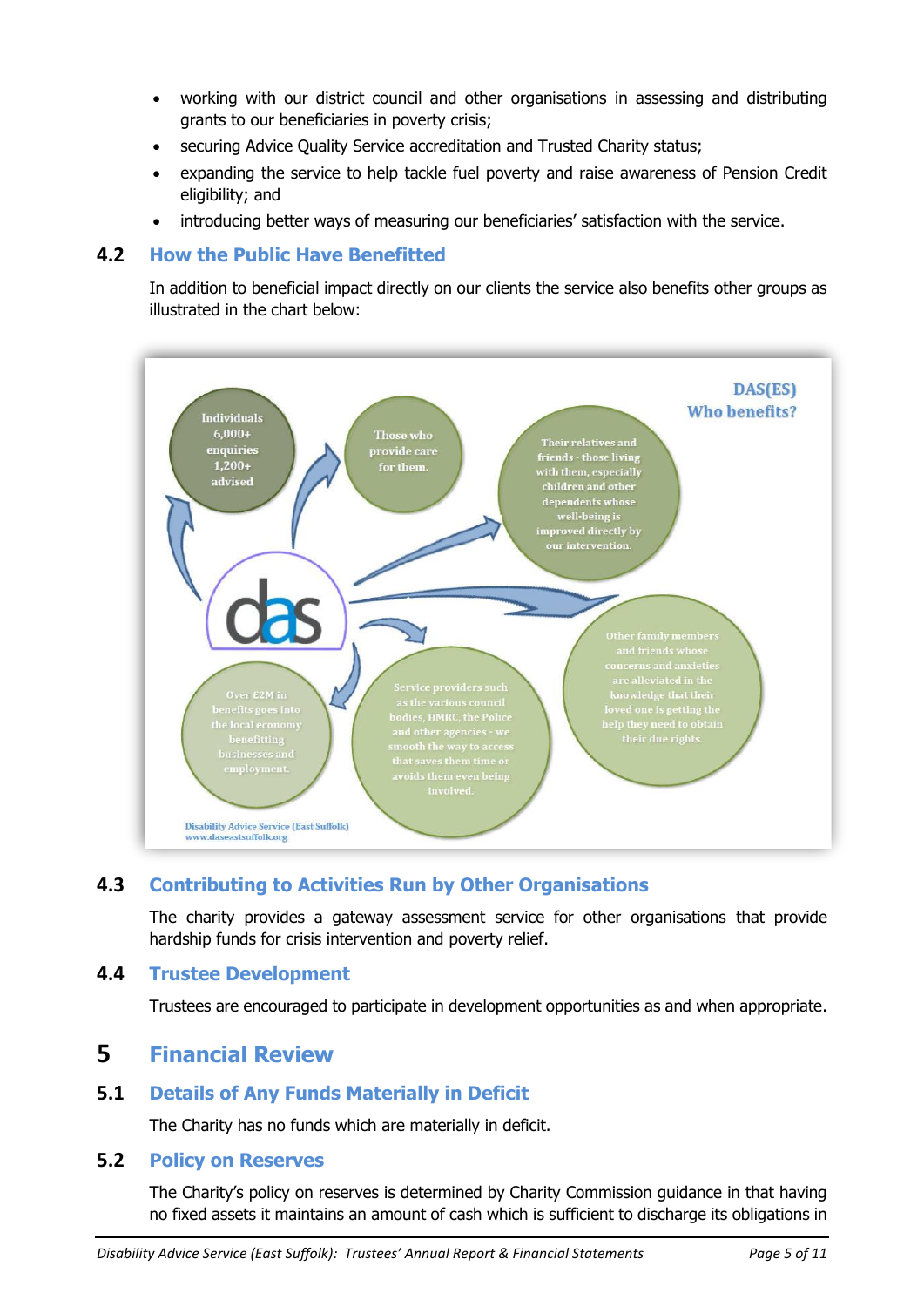- working with our district council and other organisations in assessing and distributing grants to our beneficiaries in poverty crisis;
- securing Advice Quality Service accreditation and Trusted Charity status;
- expanding the service to help tackle fuel poverty and raise awareness of Pension Credit eligibility; and
- introducing better ways of measuring our beneficiaries' satisfaction with the service.

### 4.2 How the Public Have Benefitted

In addition to beneficial impact directly on our clients the service also benefits other groups as illustrated in the chart below:

**DAS(ES) Who benefits?**

- Individuals 6,000+ enquiries 1,200+ advised
- Those who provide care for them.
- Their relatives and friends - those living with them, especially children and other dependents whose well-being is improved directly by our intervention.
- Other family members and friends whose concerns and anxieties are alleviated in the knowledge that their loved one is getting the help they need to obtain their due rights.
- Service providers such as the various council bodies, HMRC, the Police and other agencies - we smooth the way to access that saves them time or avoids them even being involved.
- Over £2M in benefits goes into the local economy benefitting businesses and employment.

Disability Advice Service (East Suffolk)
www.daseastsuffolk.org

### 4.3 Contributing to Activities Run by Other Organisations

The charity provides a gateway assessment service for other organisations that provide hardship funds for crisis intervention and poverty relief.

### 4.4 Trustee Development

Trustees are encouraged to participate in development opportunities as and when appropriate.

## 5 Financial Review

### 5.1 Details of Any Funds Materially in Deficit

The Charity has no funds which are materially in deficit.

### 5.2 Policy on Reserves

The Charity's policy on reserves is determined by Charity Commission guidance in that having no fixed assets it maintains an amount of cash which is sufficient to discharge its obligations in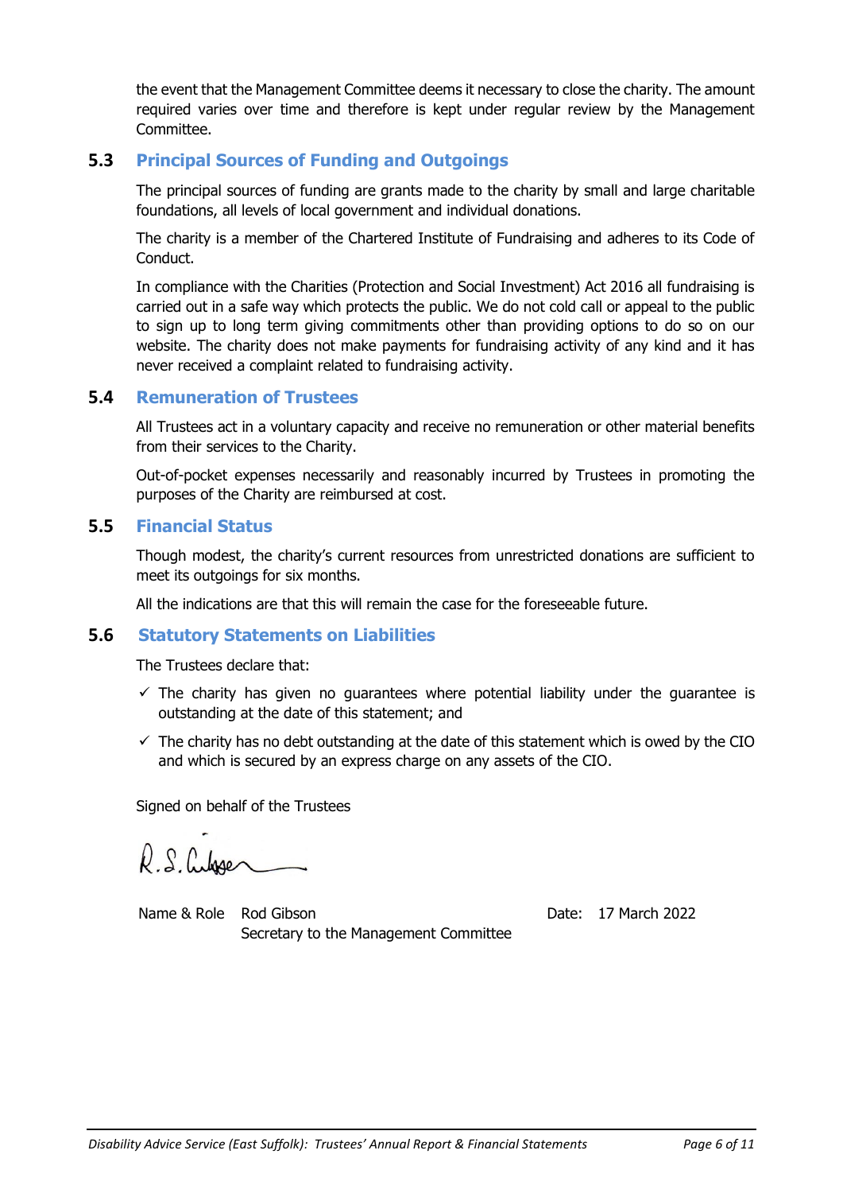the event that the Management Committee deems it necessary to close the charity. The amount required varies over time and therefore is kept under regular review by the Management Committee.

## 5.3 Principal Sources of Funding and Outgoings

The principal sources of funding are grants made to the charity by small and large charitable foundations, all levels of local government and individual donations.

The charity is a member of the Chartered Institute of Fundraising and adheres to its Code of Conduct.

In compliance with the Charities (Protection and Social Investment) Act 2016 all fundraising is carried out in a safe way which protects the public. We do not cold call or appeal to the public to sign up to long term giving commitments other than providing options to do so on our website. The charity does not make payments for fundraising activity of any kind and it has never received a complaint related to fundraising activity.

## 5.4 Remuneration of Trustees

All Trustees act in a voluntary capacity and receive no remuneration or other material benefits from their services to the Charity.

Out-of-pocket expenses necessarily and reasonably incurred by Trustees in promoting the purposes of the Charity are reimbursed at cost.

## 5.5 Financial Status

Though modest, the charity's current resources from unrestricted donations are sufficient to meet its outgoings for six months.

All the indications are that this will remain the case for the foreseeable future.

## 5.6 Statutory Statements on Liabilities

The Trustees declare that:

- ✓ The charity has given no guarantees where potential liability under the guarantee is outstanding at the date of this statement; and
- ✓ The charity has no debt outstanding at the date of this statement which is owed by the CIO and which is secured by an express charge on any assets of the CIO.

Signed on behalf of the Trustees

R.S. Gibson

Name & Role Rod Gibson
Secretary to the Management Committee

Date: 17 March 2022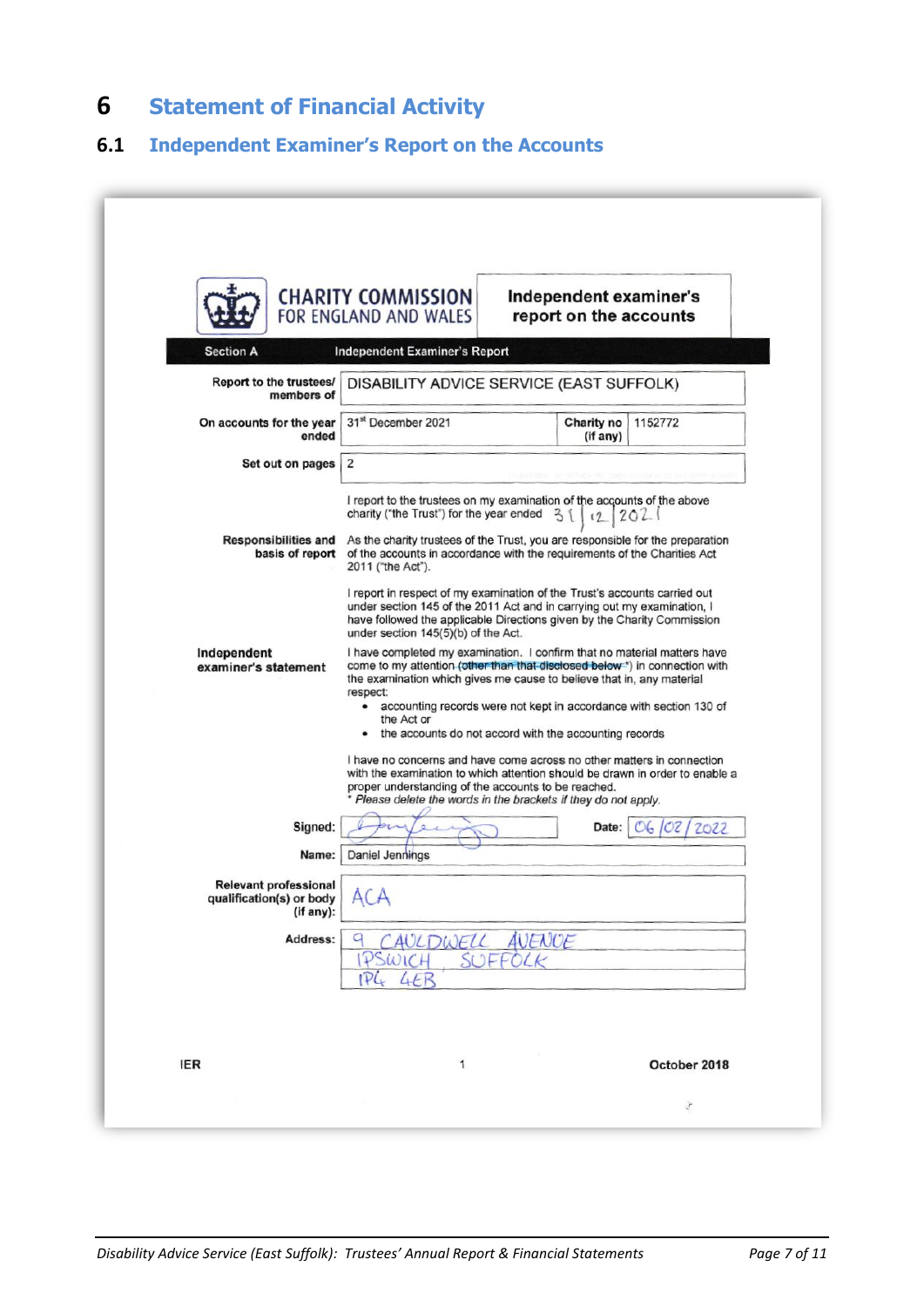# 6 Statement of Financial Activity

## 6.1 Independent Examiner's Report on the Accounts

**CHARITY COMMISSION FOR ENGLAND AND WALES**

**Independent examiner's report on the accounts**

**Section A** — **Independent Examiner's Report**

| | | | |
|---|---|---|---|
| **Report to the trustees/ members of** | DISABILITY ADVICE SERVICE (EAST SUFFOLK) | | |
| **On accounts for the year ended** | 31st December 2021 | **Charity no (if any)** | 1152772 |
| **Set out on pages** | 2 | | |

I report to the trustees on my examination of the accounts of the above charity ("the Trust") for the year ended 31/12/2021

**Responsibilities and basis of report**

As the charity trustees of the Trust, you are responsible for the preparation of the accounts in accordance with the requirements of the Charities Act 2011 ("the Act").

I report in respect of my examination of the Trust's accounts carried out under section 145 of the 2011 Act and in carrying out my examination, I have followed the applicable Directions given by the Charity Commission under section 145(5)(b) of the Act.

**Independent examiner's statement**

I have completed my examination. I confirm that no material matters have come to my attention ~~(other than that disclosed below *)~~ in connection with the examination which gives me cause to believe that in, any material respect:

- accounting records were not kept in accordance with section 130 of the Act or
- the accounts do not accord with the accounting records

I have no concerns and have come across no other matters in connection with the examination to which attention should be drawn in order to enable a proper understanding of the accounts to be reached.

\* *Please delete the words in the brackets if they do not apply.*

| | | | |
|---|---|---|---|
| **Signed:** | [signature] | **Date:** | 06/02/2022 |
| **Name:** | Daniel Jennings | | |
| **Relevant professional qualification(s) or body (if any):** | ACA | | |
| **Address:** | 9 CAULDWELL AVENUE<br>IPSWICH SUFFOLK<br>IP4 4EB | | |

IER 1 October 2018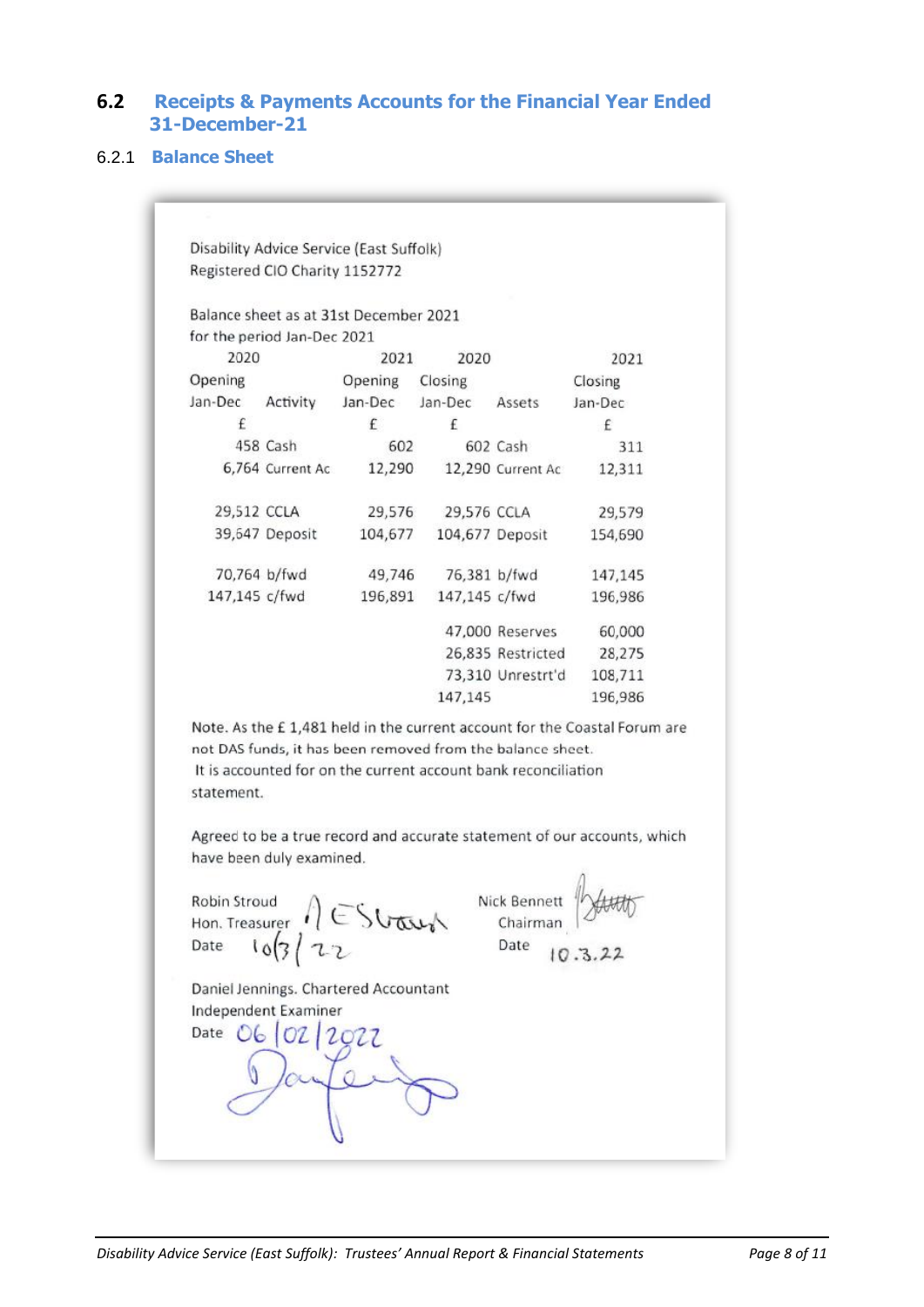## 6.2 Receipts & Payments Accounts for the Financial Year Ended 31-December-21

### 6.2.1 Balance Sheet

Disability Advice Service (East Suffolk)
Registered CIO Charity 1152772

Balance sheet as at 31st December 2021
for the period Jan-Dec 2021

| 2020 Opening Jan-Dec £ | Activity | 2021 Opening Jan-Dec £ | 2020 Closing Jan-Dec £ | Assets | 2021 Closing Jan-Dec £ |
|---|---|---|---|---|---|
| 458 | Cash | 602 | 602 | Cash | 311 |
| 6,764 | Current Ac | 12,290 | 12,290 | Current Ac | 12,311 |
| 29,512 | CCLA | 29,576 | 29,576 | CCLA | 29,579 |
| 39,647 | Deposit | 104,677 | 104,677 | Deposit | 154,690 |
| 70,764 | b/fwd | 49,746 | 76,381 | b/fwd | 147,145 |
| 147,145 | c/fwd | 196,891 | 147,145 | c/fwd | 196,986 |
| | | | 47,000 | Reserves | 60,000 |
| | | | 26,835 | Restricted | 28,275 |
| | | | 73,310 | Unrestrt'd | 108,711 |
| | | | 147,145 | | 196,986 |

Note. As the £ 1,481 held in the current account for the Coastal Forum are not DAS funds, it has been removed from the balance sheet.
It is accounted for on the current account bank reconciliation statement.

Agreed to be a true record and accurate statement of our accounts, which have been duly examined.

Robin Stroud
Hon. Treasurer
Date 10/3/22

Nick Bennett
Chairman
Date 10.3.22

Daniel Jennings. Chartered Accountant
Independent Examiner
Date 06/02/2022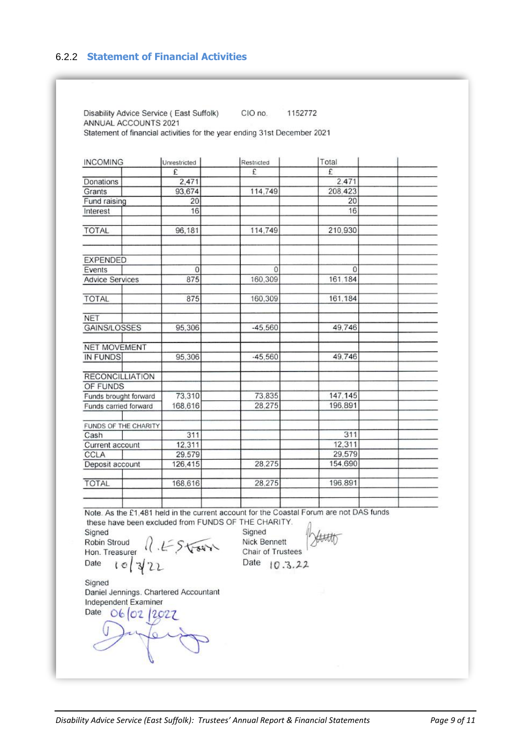### 6.2.2 Statement of Financial Activities

Disability Advice Service ( East Suffolk)    CIO no.    1152772
ANNUAL ACCOUNTS 2021
Statement of financial activities for the year ending 31st December 2021

| INCOMING | Unrestricted | Restricted | Total |
|---|---|---|---|
| | £ | £ | £ |
| Donations | 2,471 | | 2,471 |
| Grants | 93,674 | 114,749 | 208,423 |
| Fund raising | 20 | | 20 |
| Interest | 16 | | 16 |
| TOTAL | 96,181 | 114,749 | 210,930 |
| EXPENDED | | | |
| Events | 0 | 0 | 0 |
| Advice Services | 875 | 160,309 | 161,184 |
| TOTAL | 875 | 160,309 | 161,184 |
| NET GAINS/LOSSES | 95,306 | -45,560 | 49,746 |
| NET MOVEMENT IN FUNDS | 95,306 | -45,560 | 49,746 |
| RECONCILLIATION OF FUNDS | | | |
| Funds brought forward | 73,310 | 73,835 | 147,145 |
| Funds carried forward | 168,616 | 28,275 | 196,891 |
| FUNDS OF THE CHARITY | | | |
| Cash | 311 | | 311 |
| Current account | 12,311 | | 12,311 |
| CCLA | 29,579 | | 29,579 |
| Deposit account | 126,415 | 28,275 | 154,690 |
| TOTAL | 168,616 | 28,275 | 196,891 |

Note. As the £1,481 held in the current account for the Coastal Forum are not DAS funds these have been excluded from FUNDS OF THE CHARITY.

Signed
Robin Stroud
Hon. Treasurer
Date 10/3/22

Signed
Nick Bennett
Chair of Trustees
Date 10.3.22

Signed
Daniel Jennings. Chartered Accountant
Independent Examiner
Date 06/02/2022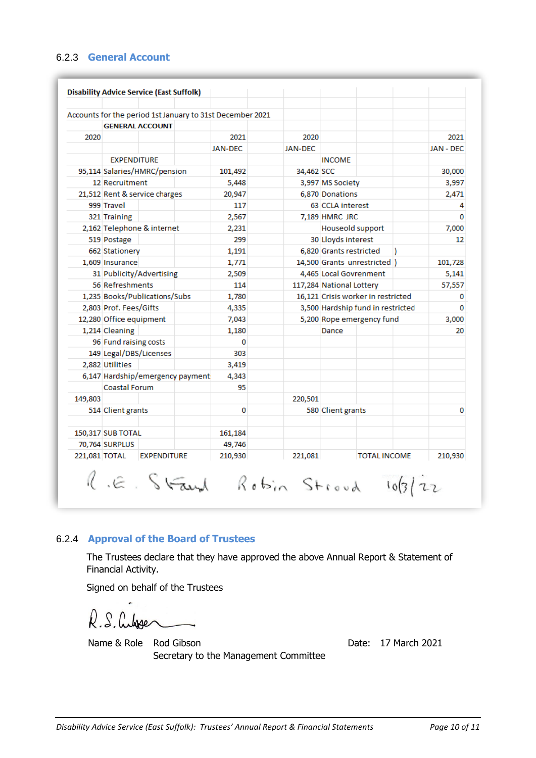### 6.2.3 General Account

**Disability Advice Service (East Suffolk)**

Accounts for the period 1st January to 31st December 2021

**GENERAL ACCOUNT**

| 2020 | | 2021 | 2020 | | 2021 |
|---|---|---|---|---|---|
| | | JAN-DEC | JAN-DEC | | JAN - DEC |
| | EXPENDITURE | | | INCOME | |
| 95,114 | Salaries/HMRC/pension | 101,492 | 34,462 | SCC | 30,000 |
| 12 | Recruitment | 5,448 | 3,997 | MS Society | 3,997 |
| 21,512 | Rent & service charges | 20,947 | 6,870 | Donations | 2,471 |
| 999 | Travel | 117 | 63 | CCLA interest | 4 |
| 321 | Training | 2,567 | 7,189 | HMRC JRC | 0 |
| 2,162 | Telephone & internet | 2,231 | | Houseold support | 7,000 |
| 519 | Postage | 299 | 30 | Lloyds interest | 12 |
| 662 | Stationery | 1,191 | 6,820 | Grants restricted ) | |
| 1,609 | Insurance | 1,771 | 14,500 | Grants unrestricted ) | 101,728 |
| 31 | Publicity/Advertising | 2,509 | 4,465 | Local Govrenment | 5,141 |
| 56 | Refreshments | 114 | 117,284 | National Lottery | 57,557 |
| 1,235 | Books/Publications/Subs | 1,780 | 16,121 | Crisis worker in restricted | 0 |
| 2,803 | Prof. Fees/Gifts | 4,335 | 3,500 | Hardship fund in restricted | 0 |
| 12,280 | Office equipment | 7,043 | 5,200 | Rope emergency fund | 3,000 |
| 1,214 | Cleaning | 1,180 | | Dance | 20 |
| 96 | Fund raising costs | 0 | | | |
| 149 | Legal/DBS/Licenses | 303 | | | |
| 2,882 | Utilities | 3,419 | | | |
| 6,147 | Hardship/emergency payment | 4,343 | | | |
| | Coastal Forum | 95 | | | |
| 149,803 | | | 220,501 | | |
| 514 | Client grants | 0 | 580 | Client grants | 0 |
| | | | | | |
| 150,317 | SUB TOTAL | 161,184 | | | |
| 70,764 | SURPLUS | 49,746 | | | |
| 221,081 | TOTAL EXPENDITURE | 210,930 | 221,081 | TOTAL INCOME | 210,930 |

R.E. Stroud Robin Stroud 10/3/22

### 6.2.4 Approval of the Board of Trustees

The Trustees declare that they have approved the above Annual Report & Statement of Financial Activity.

Signed on behalf of the Trustees

R.S. Gibson

Name & Role Rod Gibson
Secretary to the Management Committee

Date: 17 March 2021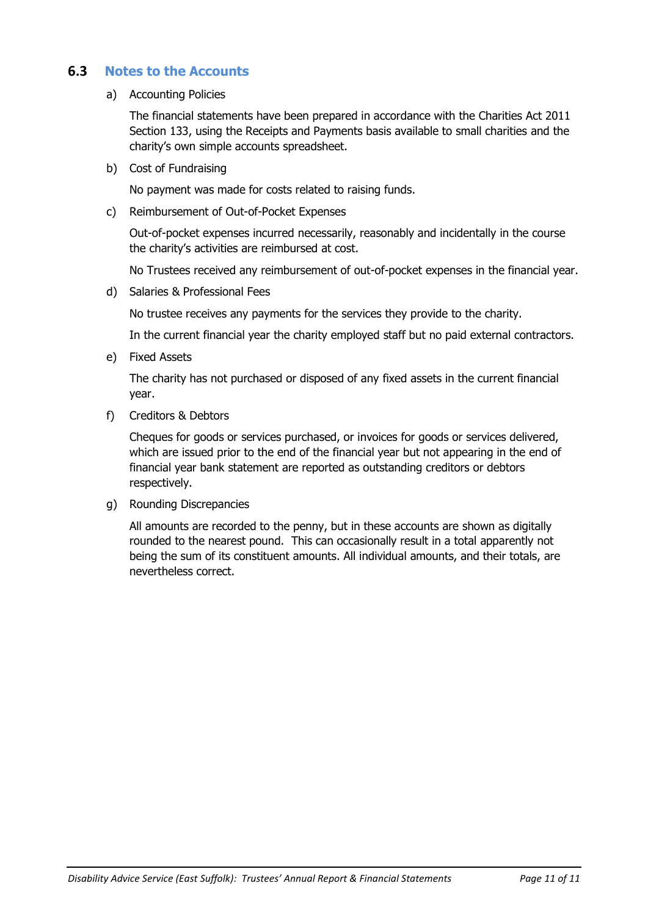## 6.3 Notes to the Accounts

a) Accounting Policies

The financial statements have been prepared in accordance with the Charities Act 2011 Section 133, using the Receipts and Payments basis available to small charities and the charity's own simple accounts spreadsheet.

b) Cost of Fundraising

No payment was made for costs related to raising funds.

c) Reimbursement of Out-of-Pocket Expenses

Out-of-pocket expenses incurred necessarily, reasonably and incidentally in the course the charity's activities are reimbursed at cost.

No Trustees received any reimbursement of out-of-pocket expenses in the financial year.

d) Salaries & Professional Fees

No trustee receives any payments for the services they provide to the charity.

In the current financial year the charity employed staff but no paid external contractors.

e) Fixed Assets

The charity has not purchased or disposed of any fixed assets in the current financial year.

f) Creditors & Debtors

Cheques for goods or services purchased, or invoices for goods or services delivered, which are issued prior to the end of the financial year but not appearing in the end of financial year bank statement are reported as outstanding creditors or debtors respectively.

g) Rounding Discrepancies

All amounts are recorded to the penny, but in these accounts are shown as digitally rounded to the nearest pound. This can occasionally result in a total apparently not being the sum of its constituent amounts. All individual amounts, and their totals, are nevertheless correct.